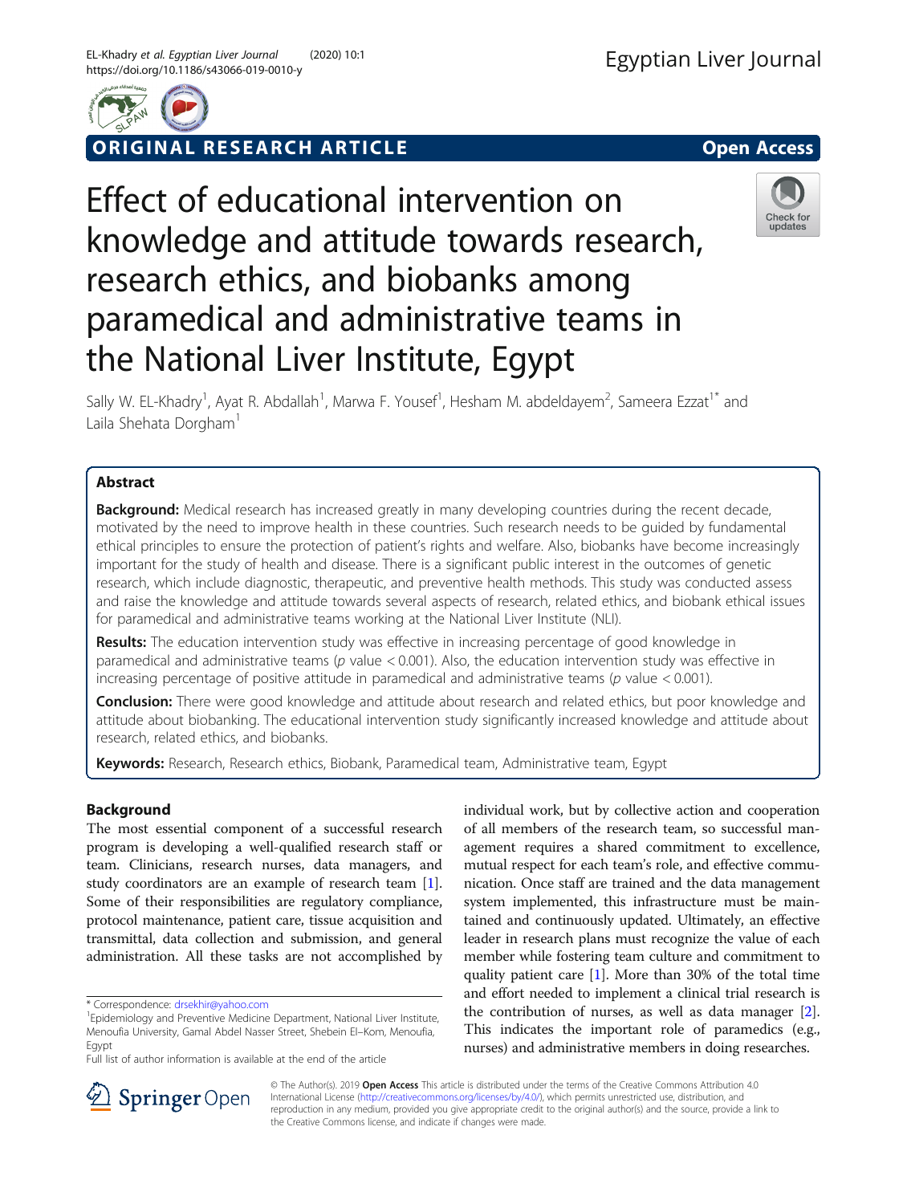ORIGINAL RESEARCH ARTICLE

Open Access

# Effect of educational intervention on knowledge and attitude towards research, research ethics, and biobanks among paramedical and administrative teams in the National Liver Institute, Egypt

Sally W. EL-Khadry[1], Ayat R. Abdallah[1], Marwa F. Yousef[1], Hesham M. abdeldayem[2], Sameera Ezzat[1*] and Laila Shehata Dorgham[1]

## Abstract

**Background:** Medical research has increased greatly in many developing countries during the recent decade, motivated by the need to improve health in these countries. Such research needs to be guided by fundamental ethical principles to ensure the protection of patient's rights and welfare. Also, biobanks have become increasingly important for the study of health and disease. There is a significant public interest in the outcomes of genetic research, which include diagnostic, therapeutic, and preventive health methods. This study was conducted assess and raise the knowledge and attitude towards several aspects of research, related ethics, and biobank ethical issues for paramedical and administrative teams working at the National Liver Institute (NLI).

**Results:** The education intervention study was effective in increasing percentage of good knowledge in paramedical and administrative teams (*p* value $< 0.001$). Also, the education intervention study was effective in increasing percentage of positive attitude in paramedical and administrative teams (*p* value $< 0.001$).

**Conclusion:** There were good knowledge and attitude about research and related ethics, but poor knowledge and attitude about biobanking. The educational intervention study significantly increased knowledge and attitude about research, related ethics, and biobanks.

**Keywords:** Research, Research ethics, Biobank, Paramedical team, Administrative team, Egypt

## Background

The most essential component of a successful research program is developing a well-qualified research staff or team. Clinicians, research nurses, data managers, and study coordinators are an example of research team [1]. Some of their responsibilities are regulatory compliance, protocol maintenance, patient care, tissue acquisition and transmittal, data collection and submission, and general administration. All these tasks are not accomplished by individual work, but by collective action and cooperation of all members of the research team, so successful management requires a shared commitment to excellence, mutual respect for each team's role, and effective communication. Once staff are trained and the data management system implemented, this infrastructure must be maintained and continuously updated. Ultimately, an effective leader in research plans must recognize the value of each member while fostering team culture and commitment to quality patient care [1]. More than 30% of the total time and effort needed to implement a clinical trial research is the contribution of nurses, as well as data manager [2]. This indicates the important role of paramedics (e.g., nurses) and administrative members in doing researches.

\* Correspondence: drsekhir@yahoo.com

[1]Epidemiology and Preventive Medicine Department, National Liver Institute, Menoufia University, Gamal Abdel Nasser Street, Shebein El–Kom, Menoufia, Egypt

Full list of author information is available at the end of the article

© The Author(s). 2019 **Open Access** This article is distributed under the terms of the Creative Commons Attribution 4.0 International License (http://creativecommons.org/licenses/by/4.0/), which permits unrestricted use, distribution, and reproduction in any medium, provided you give appropriate credit to the original author(s) and the source, provide a link to the Creative Commons license, and indicate if changes were made.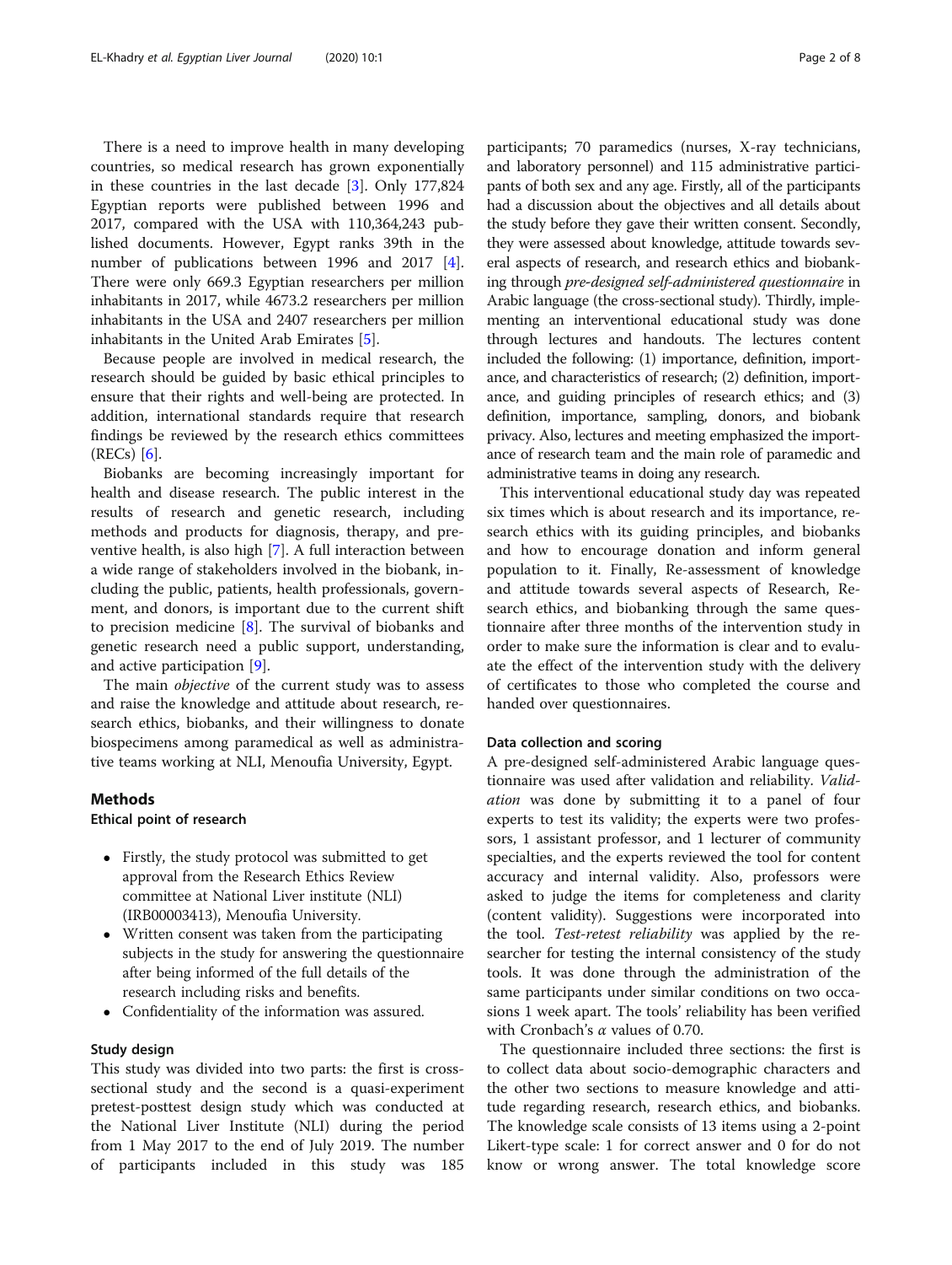There is a need to improve health in many developing countries, so medical research has grown exponentially in these countries in the last decade [3]. Only 177,824 Egyptian reports were published between 1996 and 2017, compared with the USA with 110,364,243 published documents. However, Egypt ranks 39th in the number of publications between 1996 and 2017 [4]. There were only 669.3 Egyptian researchers per million inhabitants in 2017, while 4673.2 researchers per million inhabitants in the USA and 2407 researchers per million inhabitants in the United Arab Emirates [5].

Because people are involved in medical research, the research should be guided by basic ethical principles to ensure that their rights and well-being are protected. In addition, international standards require that research findings be reviewed by the research ethics committees (RECs) [6].

Biobanks are becoming increasingly important for health and disease research. The public interest in the results of research and genetic research, including methods and products for diagnosis, therapy, and preventive health, is also high [7]. A full interaction between a wide range of stakeholders involved in the biobank, including the public, patients, health professionals, government, and donors, is important due to the current shift to precision medicine [8]. The survival of biobanks and genetic research need a public support, understanding, and active participation [9].

The main *objective* of the current study was to assess and raise the knowledge and attitude about research, research ethics, biobanks, and their willingness to donate biospecimens among paramedical as well as administrative teams working at NLI, Menoufia University, Egypt.

## Methods

### Ethical point of research

- Firstly, the study protocol was submitted to get approval from the Research Ethics Review committee at National Liver institute (NLI) (IRB00003413), Menoufia University.
- Written consent was taken from the participating subjects in the study for answering the questionnaire after being informed of the full details of the research including risks and benefits.
- Confidentiality of the information was assured.

### Study design

This study was divided into two parts: the first is cross-sectional study and the second is a quasi-experiment pretest-posttest design study which was conducted at the National Liver Institute (NLI) during the period from 1 May 2017 to the end of July 2019. The number of participants included in this study was 185 participants; 70 paramedics (nurses, X-ray technicians, and laboratory personnel) and 115 administrative participants of both sex and any age. Firstly, all of the participants had a discussion about the objectives and all details about the study before they gave their written consent. Secondly, they were assessed about knowledge, attitude towards several aspects of research, and research ethics and biobanking through *pre-designed self-administered questionnaire* in Arabic language (the cross-sectional study). Thirdly, implementing an interventional educational study was done through lectures and handouts. The lectures content included the following: (1) importance, definition, importance, and characteristics of research; (2) definition, importance, and guiding principles of research ethics; and (3) definition, importance, sampling, donors, and biobank privacy. Also, lectures and meeting emphasized the importance of research team and the main role of paramedic and administrative teams in doing any research.

This interventional educational study day was repeated six times which is about research and its importance, research ethics with its guiding principles, and biobanks and how to encourage donation and inform general population to it. Finally, Re-assessment of knowledge and attitude towards several aspects of Research, Research ethics, and biobanking through the same questionnaire after three months of the intervention study in order to make sure the information is clear and to evaluate the effect of the intervention study with the delivery of certificates to those who completed the course and handed over questionnaires.

### Data collection and scoring

A pre-designed self-administered Arabic language questionnaire was used after validation and reliability. *Validation* was done by submitting it to a panel of four experts to test its validity; the experts were two professors, 1 assistant professor, and 1 lecturer of community specialties, and the experts reviewed the tool for content accuracy and internal validity. Also, professors were asked to judge the items for completeness and clarity (content validity). Suggestions were incorporated into the tool. *Test-retest reliability* was applied by the researcher for testing the internal consistency of the study tools. It was done through the administration of the same participants under similar conditions on two occasions 1 week apart. The tools' reliability has been verified with Cronbach's $\alpha$ values of 0.70.

The questionnaire included three sections: the first is to collect data about socio-demographic characters and the other two sections to measure knowledge and attitude regarding research, research ethics, and biobanks. The knowledge scale consists of 13 items using a 2-point Likert-type scale: 1 for correct answer and 0 for do not know or wrong answer. The total knowledge score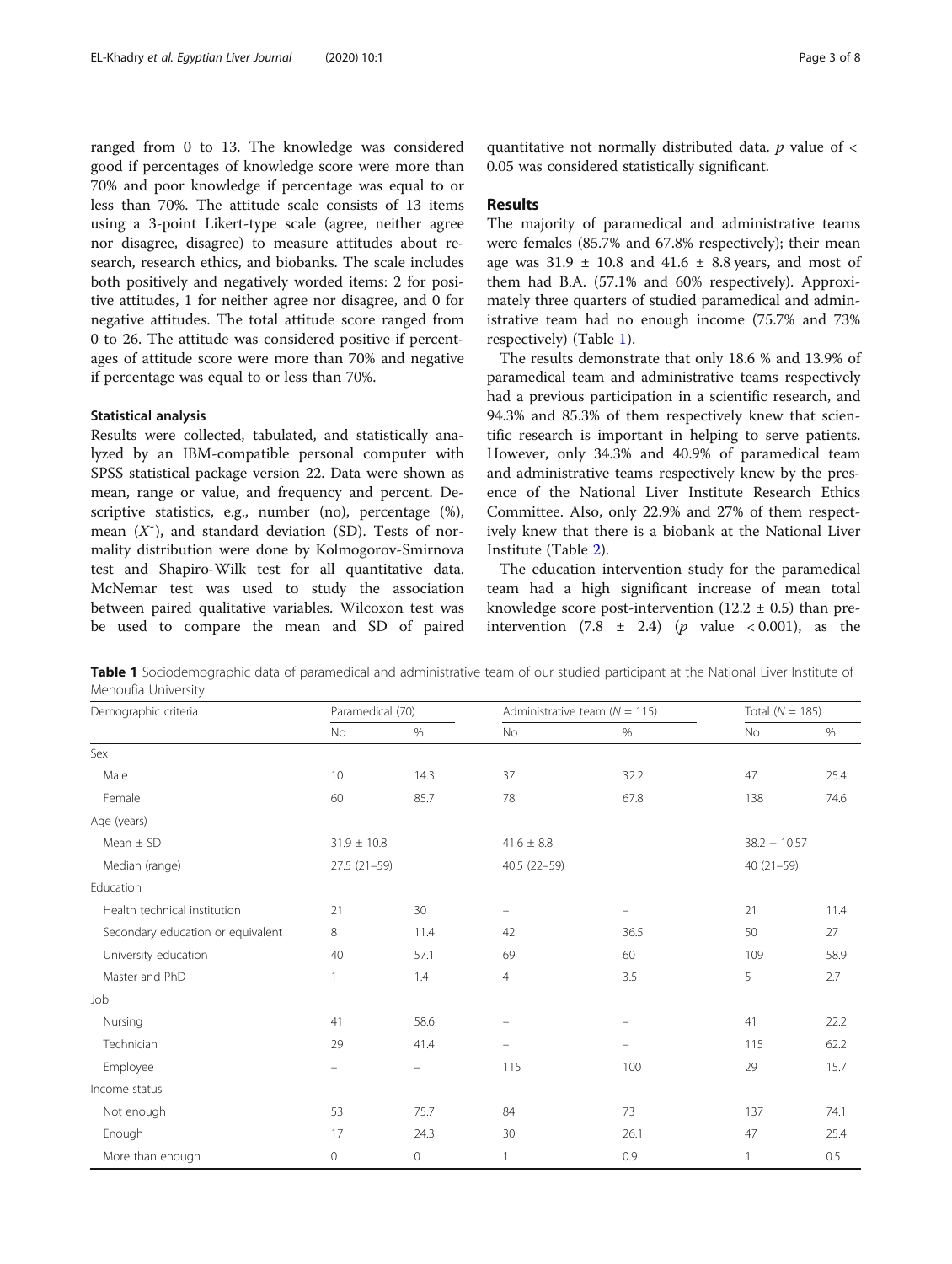ranged from 0 to 13. The knowledge was considered good if percentages of knowledge score were more than 70% and poor knowledge if percentage was equal to or less than 70%. The attitude scale consists of 13 items using a 3-point Likert-type scale (agree, neither agree nor disagree, disagree) to measure attitudes about research, research ethics, and biobanks. The scale includes both positively and negatively worded items: 2 for positive attitudes, 1 for neither agree nor disagree, and 0 for negative attitudes. The total attitude score ranged from 0 to 26. The attitude was considered positive if percentages of attitude score were more than 70% and negative if percentage was equal to or less than 70%.

### Statistical analysis

Results were collected, tabulated, and statistically analyzed by an IBM-compatible personal computer with SPSS statistical package version 22. Data were shown as mean, range or value, and frequency and percent. Descriptive statistics, e.g., number (no), percentage (%), mean ($\bar{X}$), and standard deviation (SD). Tests of normality distribution were done by Kolmogorov-Smirnova test and Shapiro-Wilk test for all quantitative data. McNemar test was used to study the association between paired qualitative variables. Wilcoxon test was be used to compare the mean and SD of paired quantitative not normally distributed data. $p$ value of < 0.05 was considered statistically significant.

## Results

The majority of paramedical and administrative teams were females (85.7% and 67.8% respectively); their mean age was 31.9 ± 10.8 and 41.6 ± 8.8 years, and most of them had B.A. (57.1% and 60% respectively). Approximately three quarters of studied paramedical and administrative team had no enough income (75.7% and 73% respectively) (Table 1).

The results demonstrate that only 18.6 % and 13.9% of paramedical team and administrative teams respectively had a previous participation in a scientific research, and 94.3% and 85.3% of them respectively knew that scientific research is important in helping to serve patients. However, only 34.3% and 40.9% of paramedical team and administrative teams respectively knew by the presence of the National Liver Institute Research Ethics Committee. Also, only 22.9% and 27% of them respectively knew that there is a biobank at the National Liver Institute (Table 2).

The education intervention study for the paramedical team had a high significant increase of mean total knowledge score post-intervention (12.2 ± 0.5) than pre-intervention (7.8 ± 2.4) ($p$ value < 0.001), as the

**Table 1** Sociodemographic data of paramedical and administrative team of our studied participant at the National Liver Institute of Menoufia University

| Demographic criteria | Paramedical (70) | | Administrative team (N = 115) | | Total (N = 185) | |
|---|---|---|---|---|---|---|
| | No | % | No | % | No | % |
| Sex | | | | | | |
| Male | 10 | 14.3 | 37 | 32.2 | 47 | 25.4 |
| Female | 60 | 85.7 | 78 | 67.8 | 138 | 74.6 |
| Age (years) | | | | | | |
| Mean ± SD | 31.9 ± 10.8 | | 41.6 ± 8.8 | | 38.2 + 10.57 | |
| Median (range) | 27.5 (21–59) | | 40.5 (22–59) | | 40 (21–59) | |
| Education | | | | | | |
| Health technical institution | 21 | 30 | – | – | 21 | 11.4 |
| Secondary education or equivalent | 8 | 11.4 | 42 | 36.5 | 50 | 27 |
| University education | 40 | 57.1 | 69 | 60 | 109 | 58.9 |
| Master and PhD | 1 | 1.4 | 4 | 3.5 | 5 | 2.7 |
| Job | | | | | | |
| Nursing | 41 | 58.6 | – | – | 41 | 22.2 |
| Technician | 29 | 41.4 | – | – | 115 | 62.2 |
| Employee | – | – | 115 | 100 | 29 | 15.7 |
| Income status | | | | | | |
| Not enough | 53 | 75.7 | 84 | 73 | 137 | 74.1 |
| Enough | 17 | 24.3 | 30 | 26.1 | 47 | 25.4 |
| More than enough | 0 | 0 | 1 | 0.9 | 1 | 0.5 |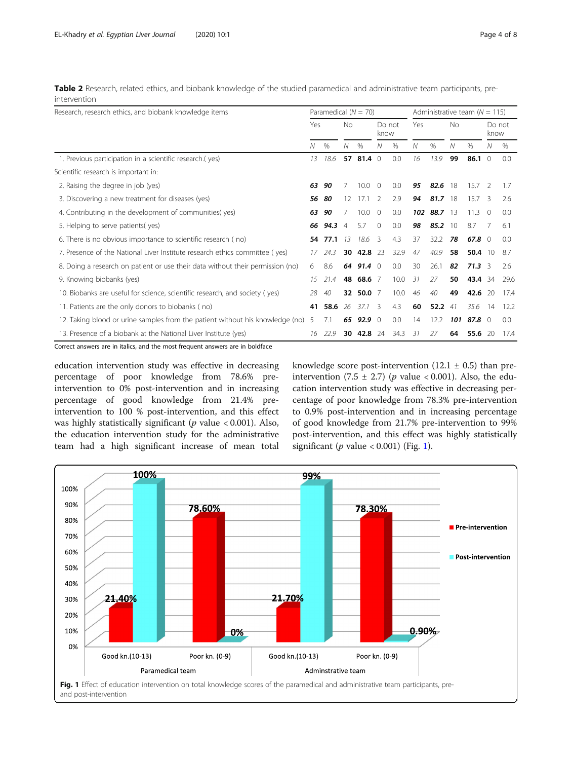**Table 2** Research, related ethics, and biobank knowledge of the studied paramedical and administrative team participants, pre-intervention

| Research, research ethics, and biobank knowledge items | Paramedical ($N$ = 70) | | | | | | Administrative team ($N$ = 115) | | | | | |
|---|---|---|---|---|---|---|---|---|---|---|---|---|
| | Yes | | No | | Do not know | | Yes | | No | | Do not know | |
| | N | % | N | % | N | % | N | % | N | % | N | % |
| 1. Previous participation in a scientific research.( yes) | *13* | *18.6* | **57** | **81.4** | 0 | 0.0 | *16* | *13.9* | **99** | **86.1** | 0 | 0.0 |
| Scientific research is important in: | | | | | | | | | | | | |
| 2. Raising the degree in job (yes) | ***63*** | ***90*** | 7 | 10.0 | 0 | 0.0 | ***95*** | ***82.6*** | 18 | 15.7 | 2 | 1.7 |
| 3. Discovering a new treatment for diseases (yes) | ***56*** | ***80*** | 12 | 17.1 | 2 | 2.9 | ***94*** | ***81.7*** | 18 | 15.7 | 3 | 2.6 |
| 4. Contributing in the development of communities( yes) | ***63*** | ***90*** | 7 | 10.0 | 0 | 0.0 | ***102*** | ***88.7*** | 13 | 11.3 | 0 | 0.0 |
| 5. Helping to serve patients( yes) | ***66*** | ***94.3*** | 4 | 5.7 | 0 | 0.0 | ***98*** | ***85.2*** | 10 | 8.7 | 7 | 6.1 |
| 6. There is no obvious importance to scientific research ( no) | **54** | **77.1** | *13* | *18.6* | 3 | 4.3 | 37 | 32.2 | ***78*** | ***67.8*** | 0 | 0.0 |
| 7. Presence of the National Liver Institute research ethics committee ( yes) | *17* | *24.3* | **30** | **42.8** | 23 | 32.9 | *47* | *40.9* | **58** | **50.4** | 10 | 8.7 |
| 8. Doing a research on patient or use their data without their permission (no) | 6 | 8.6 | ***64*** | ***91.4*** | 0 | 0.0 | 30 | 26.1 | ***82*** | ***71.3*** | 3 | 2.6 |
| 9. Knowing biobanks (yes) | *15* | *21.4* | **48** | **68.6** | 7 | 10.0 | *31* | *27* | **50** | **43.4** | 34 | 29.6 |
| 10. Biobanks are useful for science, scientific research, and society ( yes) | *28* | *40* | **32** | **50.0** | 7 | 10.0 | *46* | *40* | **49** | **42.6** | 20 | 17.4 |
| 11. Patients are the only donors to biobanks ( no) | **41** | **58.6** | *26* | *37.1* | 3 | 4.3 | **60** | **52.2** | *41* | *35.6* | 14 | 12.2 |
| 12. Taking blood or urine samples from the patient without his knowledge (no) | 5 | 7.1 | ***65*** | ***92.9*** | 0 | 0.0 | 14 | 12.2 | ***101*** | ***87.8*** | 0 | 0.0 |
| 13. Presence of a biobank at the National Liver Institute (yes) | *16* | *22.9* | **30** | **42.8** | 24 | 34.3 | *31* | *27* | **64** | **55.6** | 20 | 17.4 |

Correct answers are in italics, and the most frequent answers are in boldface

education intervention study was effective in decreasing percentage of poor knowledge from 78.6% pre-intervention to 0% post-intervention and in increasing percentage of good knowledge from 21.4% pre-intervention to 100 % post-intervention, and this effect was highly statistically significant ($p$ value < 0.001). Also, the education intervention study for the administrative team had a high significant increase of mean total knowledge score post-intervention (12.1 ± 0.5) than pre-intervention (7.5 ± 2.7) ($p$ value < 0.001). Also, the education intervention study was effective in decreasing percentage of poor knowledge from 78.3% pre-intervention to 0.9% post-intervention and in increasing percentage of good knowledge from 21.7% pre-intervention to 99% post-intervention, and this effect was highly statistically significant ($p$ value < 0.001) (Fig. 1).

**Fig. 1** Effect of education intervention on total knowledge scores of the paramedical and administrative team participants, pre- and post-intervention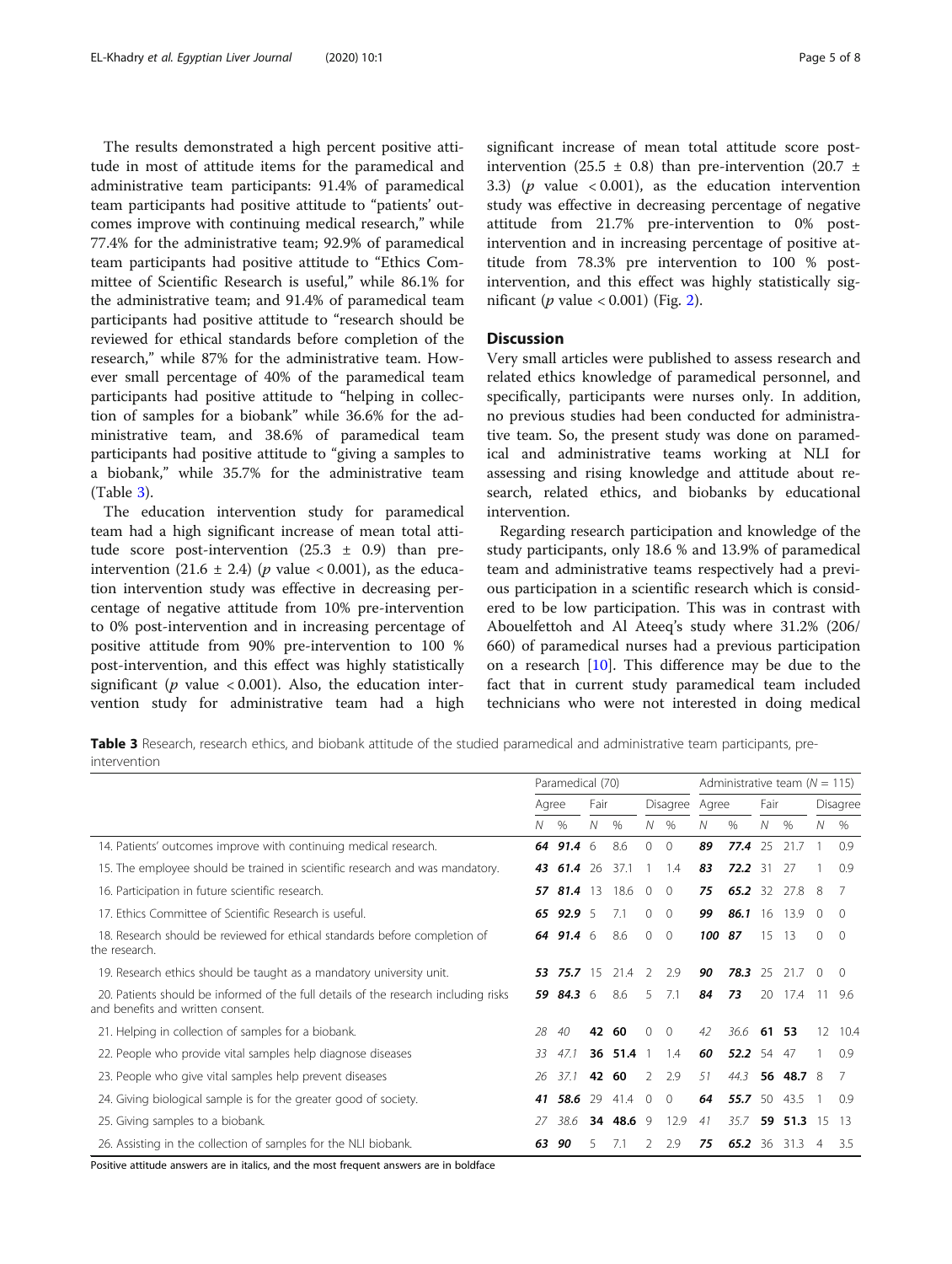The results demonstrated a high percent positive attitude in most of attitude items for the paramedical and administrative team participants: 91.4% of paramedical team participants had positive attitude to "patients' outcomes improve with continuing medical research," while 77.4% for the administrative team; 92.9% of paramedical team participants had positive attitude to "Ethics Committee of Scientific Research is useful," while 86.1% for the administrative team; and 91.4% of paramedical team participants had positive attitude to "research should be reviewed for ethical standards before completion of the research," while 87% for the administrative team. However small percentage of 40% of the paramedical team participants had positive attitude to "helping in collection of samples for a biobank" while 36.6% for the administrative team, and 38.6% of paramedical team participants had positive attitude to "giving a samples to a biobank," while 35.7% for the administrative team (Table 3).

The education intervention study for paramedical team had a high significant increase of mean total attitude score post-intervention (25.3 ± 0.9) than pre-intervention (21.6 ± 2.4) (*p* value < 0.001), as the education intervention study was effective in decreasing percentage of negative attitude from 10% pre-intervention to 0% post-intervention and in increasing percentage of positive attitude from 90% pre-intervention to 100 % post-intervention, and this effect was highly statistically significant (*p* value < 0.001). Also, the education intervention study for administrative team had a high significant increase of mean total attitude score post-intervention (25.5 ± 0.8) than pre-intervention (20.7 ± 3.3) (*p* value < 0.001), as the education intervention study was effective in decreasing percentage of negative attitude from 21.7% pre-intervention to 0% post-intervention and in increasing percentage of positive attitude from 78.3% pre intervention to 100 % post-intervention, and this effect was highly statistically significant (*p* value < 0.001) (Fig. 2).

## Discussion

Very small articles were published to assess research and related ethics knowledge of paramedical personnel, and specifically, participants were nurses only. In addition, no previous studies had been conducted for administrative team. So, the present study was done on paramedical and administrative teams working at NLI for assessing and rising knowledge and attitude about research, related ethics, and biobanks by educational intervention.

Regarding research participation and knowledge of the study participants, only 18.6 % and 13.9% of paramedical team and administrative teams respectively had a previous participation in a scientific research which is considered to be low participation. This was in contrast with Abouelfettoh and Al Ateeq's study where 31.2% (206/660) of paramedical nurses had a previous participation on a research [10]. This difference may be due to the fact that in current study paramedical team included technicians who were not interested in doing medical

**Table 3** Research, research ethics, and biobank attitude of the studied paramedical and administrative team participants, pre-intervention

| | Paramedical (70) | | | | | | Administrative team (*N* = 115) | | | | | |
|---|---|---|---|---|---|---|---|---|---|---|---|---|
| | Agree | | Fair | | Disagree | | Agree | | Fair | | Disagree | |
| | *N* | % | *N* | % | *N* | % | *N* | % | *N* | % | *N* | % |
| 14. Patients' outcomes improve with continuing medical research. | ***64*** | ***91.4*** | 6 | 8.6 | 0 | 0 | ***89*** | ***77.4*** | 25 | 21.7 | 1 | 0.9 |
| 15. The employee should be trained in scientific research and was mandatory. | ***43*** | ***61.4*** | 26 | 37.1 | 1 | 1.4 | ***83*** | ***72.2*** | 31 | 27 | 1 | 0.9 |
| 16. Participation in future scientific research. | ***57*** | ***81.4*** | 13 | 18.6 | 0 | 0 | ***75*** | ***65.2*** | 32 | 27.8 | 8 | 7 |
| 17. Ethics Committee of Scientific Research is useful. | ***65*** | ***92.9*** | 5 | 7.1 | 0 | 0 | ***99*** | ***86.1*** | 16 | 13.9 | 0 | 0 |
| 18. Research should be reviewed for ethical standards before completion of the research. | ***64*** | ***91.4*** | 6 | 8.6 | 0 | 0 | ***100*** | ***87*** | 15 | 13 | 0 | 0 |
| 19. Research ethics should be taught as a mandatory university unit. | ***53*** | ***75.7*** | 15 | 21.4 | 2 | 2.9 | ***90*** | ***78.3*** | 25 | 21.7 | 0 | 0 |
| 20. Patients should be informed of the full details of the research including risks and benefits and written consent. | ***59*** | ***84.3*** | 6 | 8.6 | 5 | 7.1 | ***84*** | ***73*** | 20 | 17.4 | 11 | 9.6 |
| 21. Helping in collection of samples for a biobank. | *28* | *40* | **42** | **60** | 0 | 0 | *42* | *36.6* | **61** | **53** | 12 | 10.4 |
| 22. People who provide vital samples help diagnose diseases | *33* | *47.1* | **36** | **51.4** | 1 | 1.4 | ***60*** | ***52.2*** | 54 | 47 | 1 | 0.9 |
| 23. People who give vital samples help prevent diseases | *26* | *37.1* | **42** | **60** | 2 | 2.9 | *51* | *44.3* | **56** | **48.7** | 8 | 7 |
| 24. Giving biological sample is for the greater good of society. | ***41*** | ***58.6*** | 29 | 41.4 | 0 | 0 | ***64*** | ***55.7*** | 50 | 43.5 | 1 | 0.9 |
| 25. Giving samples to a biobank. | *27* | *38.6* | **34** | **48.6** | 9 | 12.9 | *41* | *35.7* | **59** | **51.3** | 15 | 13 |
| 26. Assisting in the collection of samples for the NLI biobank. | ***63*** | ***90*** | 5 | 7.1 | 2 | 2.9 | ***75*** | ***65.2*** | 36 | 31.3 | 4 | 3.5 |

Positive attitude answers are in italics, and the most frequent answers are in boldface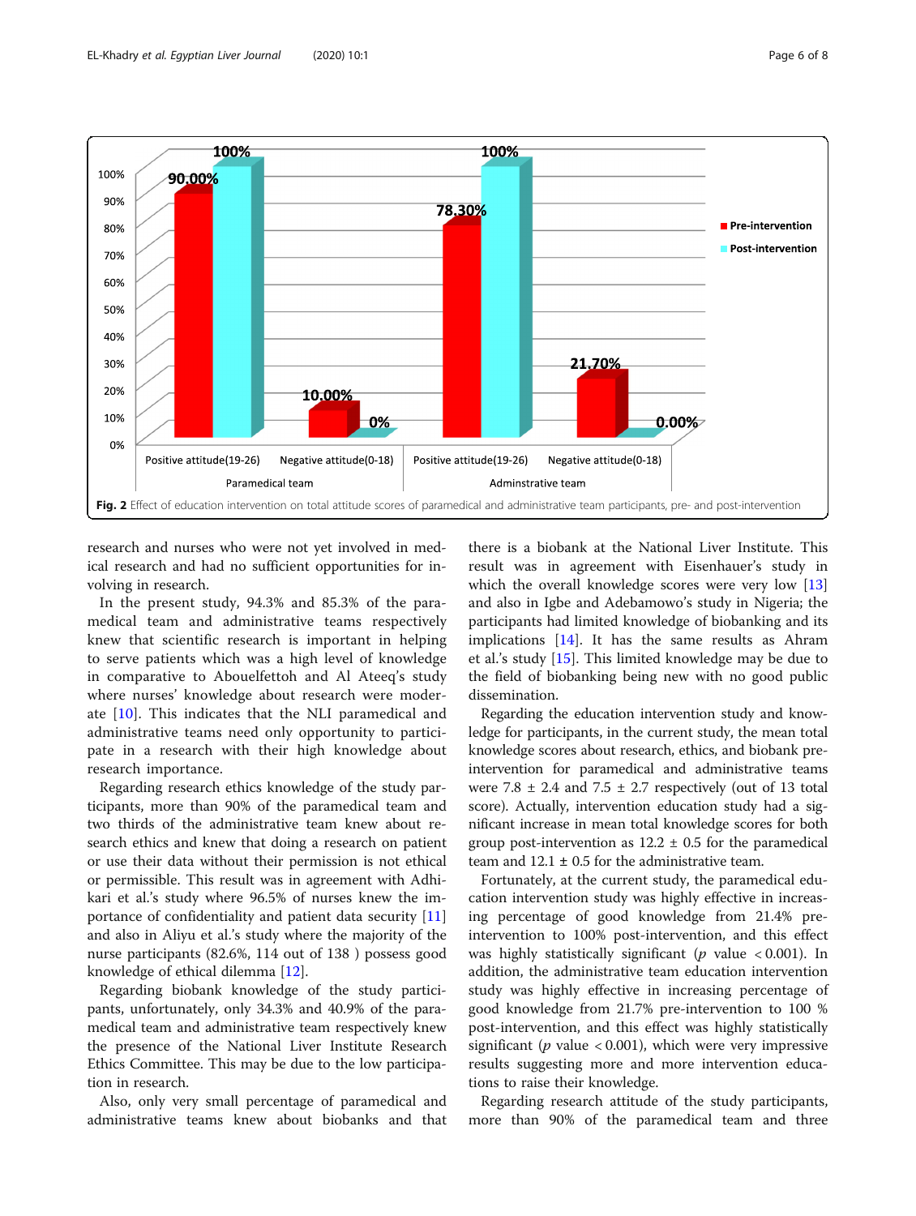Fig. 2 Effect of education intervention on total attitude scores of paramedical and administrative team participants, pre- and post-intervention

research and nurses who were not yet involved in medical research and had no sufficient opportunities for involving in research.

In the present study, 94.3% and 85.3% of the paramedical team and administrative teams respectively knew that scientific research is important in helping to serve patients which was a high level of knowledge in comparative to Abouelfettoh and Al Ateeq's study where nurses' knowledge about research were moderate [10]. This indicates that the NLI paramedical and administrative teams need only opportunity to participate in a research with their high knowledge about research importance.

Regarding research ethics knowledge of the study participants, more than 90% of the paramedical team and two thirds of the administrative team respectively knew about research ethics and knew that doing a research on patient or use their data without their permission is not ethical or permissible. This result was in agreement with Adhikari et al.'s study where 96.5% of nurses knew the importance of confidentiality and patient data security [11] and also in Aliyu et al.'s study where the majority of the nurse participants (82.6%, 114 out of 138 ) possess good knowledge of ethical dilemma [12].

Regarding biobank knowledge of the study participants, unfortunately, only 34.3% and 40.9% of the paramedical team and administrative team respectively knew the presence of the National Liver Institute Research Ethics Committee. This may be due to the low participation in research.

Also, only very small percentage of paramedical and administrative teams knew about biobanks and that there is a biobank at the National Liver Institute. This result was in agreement with Eisenhauer's study in which the overall knowledge scores were very low [13] and also in Igbe and Adebamowo's study in Nigeria; the participants had limited knowledge of biobanking and its implications [14]. It has the same results as Ahram et al.'s study [15]. This limited knowledge may be due to the field of biobanking being new with no good public dissemination.

Regarding the education intervention study and knowledge for participants, in the current study, the mean total knowledge scores about research, ethics, and biobank pre-intervention for paramedical and administrative teams were 7.8 ± 2.4 and 7.5 ± 2.7 respectively (out of 13 total score). Actually, intervention education study had a significant increase in mean total knowledge scores for both group post-intervention as 12.2 ± 0.5 for the paramedical team and 12.1 ± 0.5 for the administrative team.

Fortunately, at the current study, the paramedical education intervention study was highly effective in increasing percentage of good knowledge from 21.4% pre-intervention to 100% post-intervention, and this effect was highly statistically significant (*p* value $< 0.001$). In addition, the administrative team education intervention study was highly effective in increasing percentage of good knowledge from 21.7% pre-intervention to 100 % post-intervention, and this effect was highly statistically significant (*p* value $< 0.001$), which were very impressive results suggesting more and more intervention educations to raise their knowledge.

Regarding research attitude of the study participants, more than 90% of the paramedical team and three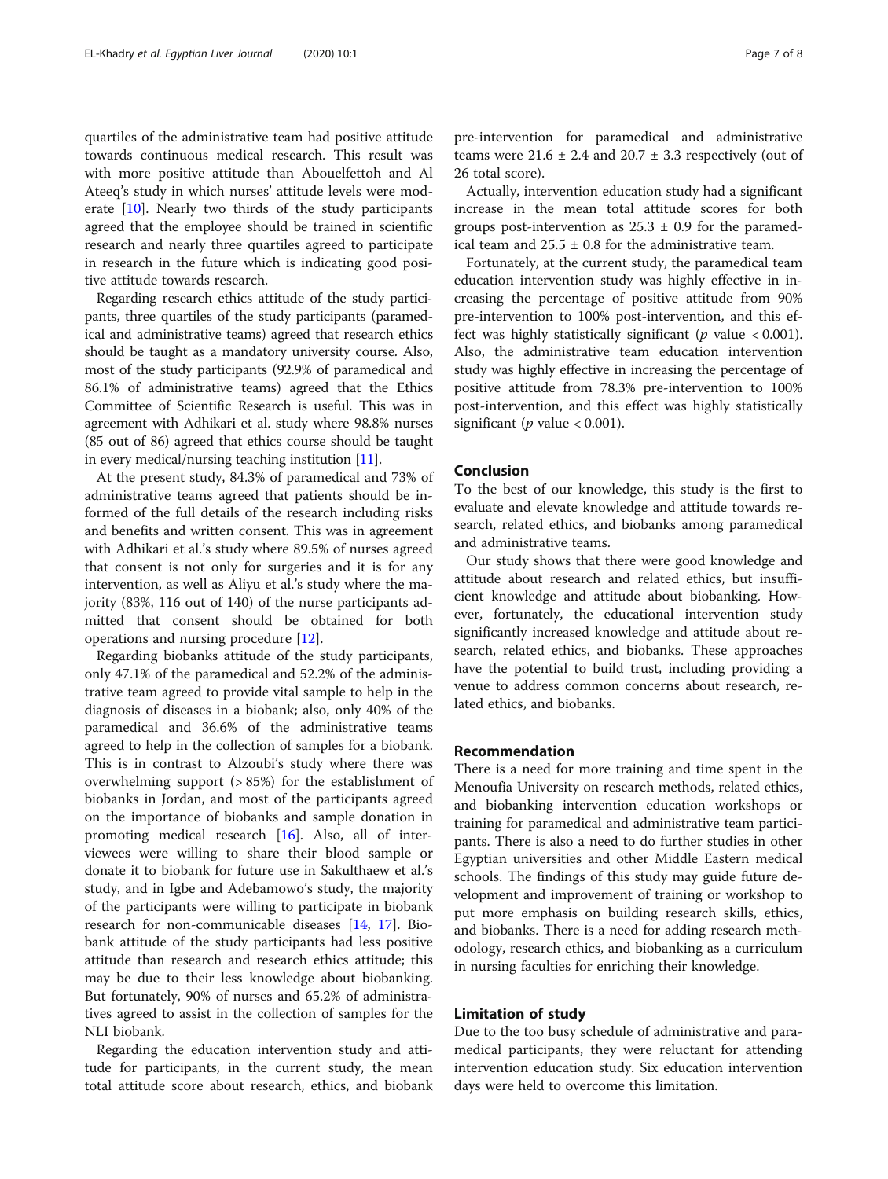quartiles of the administrative team had positive attitude towards continuous medical research. This result was with more positive attitude than Abouelfettoh and Al Ateeq's study in which nurses' attitude levels were moderate [10]. Nearly two thirds of the study participants agreed that the employee should be trained in scientific research and nearly three quartiles agreed to participate in research in the future which is indicating good positive attitude towards research.

Regarding research ethics attitude of the study participants, three quartiles of the study participants (paramedical and administrative teams) agreed that research ethics should be taught as a mandatory university course. Also, most of the study participants (92.9% of paramedical and 86.1% of administrative teams) agreed that the Ethics Committee of Scientific Research is useful. This was in agreement with Adhikari et al. study where 98.8% nurses (85 out of 86) agreed that ethics course should be taught in every medical/nursing teaching institution [11].

At the present study, 84.3% of paramedical and 73% of administrative teams agreed that patients should be informed of the full details of the research including risks and benefits and written consent. This was in agreement with Adhikari et al.'s study where 89.5% of nurses agreed that consent is not only for surgeries and it is for any intervention, as well as Aliyu et al.'s study where the majority (83%, 116 out of 140) of the nurse participants admitted that consent should be obtained for both operations and nursing procedure [12].

Regarding biobanks attitude of the study participants, only 47.1% of the paramedical and 52.2% of the administrative team agreed to provide vital sample to help in the diagnosis of diseases in a biobank; also, only 40% of the paramedical and 36.6% of the administrative teams agreed to help in the collection of samples for a biobank. This is in contrast to Alzoubi's study where there was overwhelming support (> 85%) for the establishment of biobanks in Jordan, and most of the participants agreed on the importance of biobanks and sample donation in promoting medical research [16]. Also, all of interviewees were willing to share their blood sample or donate it to biobank for future use in Sakulthaew et al.'s study, and in Igbe and Adebamowo's study, the majority of the participants were willing to participate in biobank research for non-communicable diseases [14, 17]. Biobank attitude of the study participants had less positive attitude than research and research ethics attitude; this may be due to their less knowledge about biobanking. But fortunately, 90% of nurses and 65.2% of administratives agreed to assist in the collection of samples for the NLI biobank.

Regarding the education intervention study and attitude for participants, in the current study, the mean total attitude score about research, ethics, and biobank pre-intervention for paramedical and administrative teams were 21.6 ± 2.4 and 20.7 ± 3.3 respectively (out of 26 total score).

Actually, intervention education study had a significant increase in the mean total attitude scores for both groups post-intervention as 25.3 ± 0.9 for the paramedical team and 25.5 ± 0.8 for the administrative team.

Fortunately, at the current study, the paramedical team education intervention study was highly effective in increasing the percentage of positive attitude from 90% pre-intervention to 100% post-intervention, and this effect was highly statistically significant ($p$ value $< 0.001$). Also, the administrative team education intervention study was highly effective in increasing the percentage of positive attitude from 78.3% pre-intervention to 100% post-intervention, and this effect was highly statistically significant ($p$ value $< 0.001$).

## Conclusion

To the best of our knowledge, this study is the first to evaluate and elevate knowledge and attitude towards research, related ethics, and biobanks among paramedical and administrative teams.

Our study shows that there were good knowledge and attitude about research and related ethics, but insufficient knowledge and attitude about biobanking. However, fortunately, the educational intervention study significantly increased knowledge and attitude about research, related ethics, and biobanks. These approaches have the potential to build trust, including providing a venue to address common concerns about research, related ethics, and biobanks.

## Recommendation

There is a need for more training and time spent in the Menoufia University on research methods, related ethics, and biobanking intervention education workshops or training for paramedical and administrative team participants. There is also a need to do further studies in other Egyptian universities and other Middle Eastern medical schools. The findings of this study may guide future development and improvement of training or workshop to put more emphasis on building research skills, ethics, and biobanks. There is a need for adding research methodology, research ethics, and biobanking as a curriculum in nursing faculties for enriching their knowledge.

## Limitation of study

Due to the too busy schedule of administrative and paramedical participants, they were reluctant for attending intervention education study. Six education intervention days were held to overcome this limitation.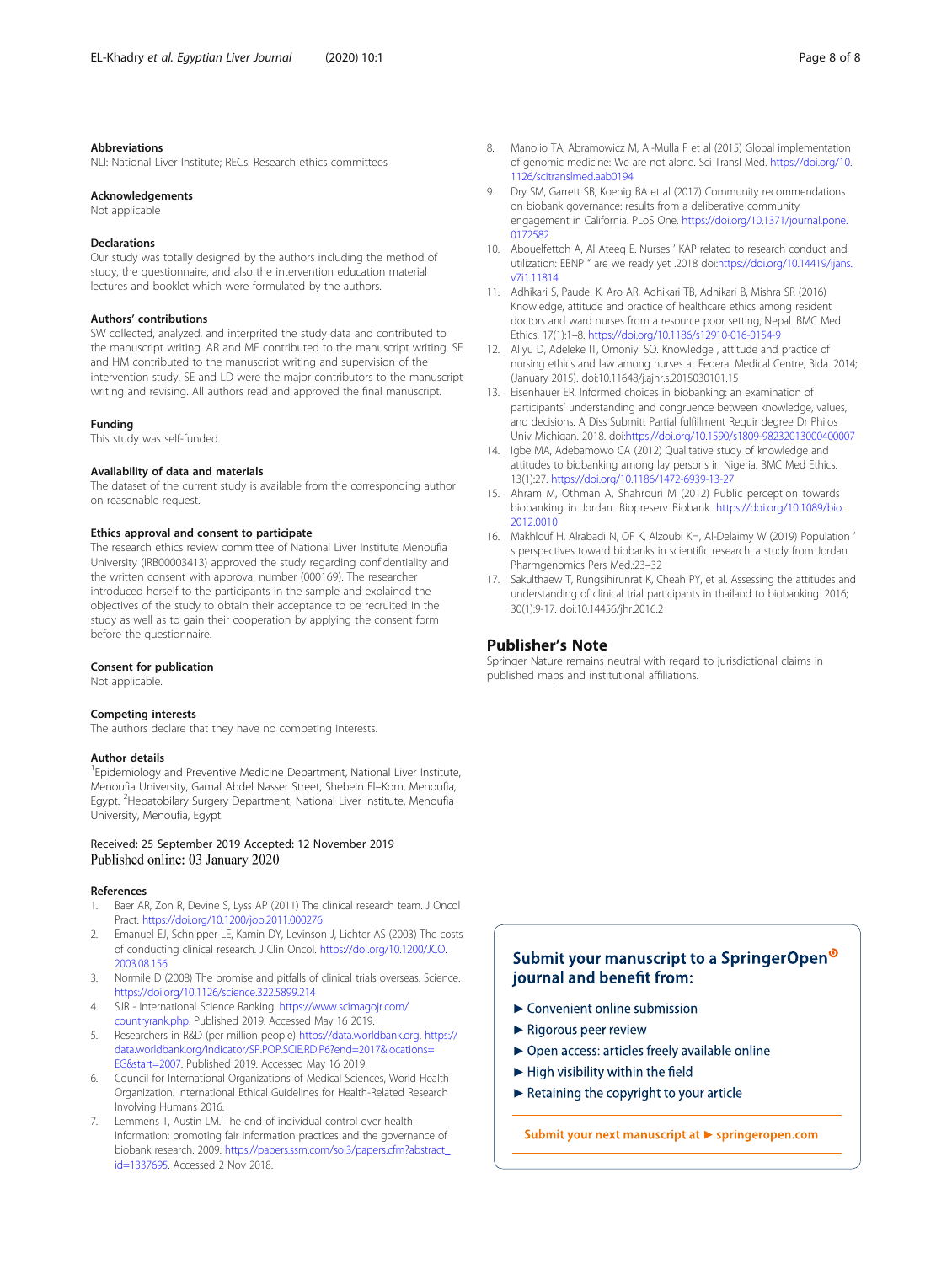### Abbreviations

NLI: National Liver Institute; RECs: Research ethics committees

### Acknowledgements

Not applicable

### Declarations

Our study was totally designed by the authors including the method of study, the questionnaire, and also the intervention education material lectures and booklet which were formulated by the authors.

### Authors' contributions

SW collected, analyzed, and interpreted the study data and contributed to the manuscript writing. AR and MF contributed to the manuscript writing. SE and HM contributed to the manuscript writing and supervision of the intervention study. SE and LD were the major contributors to the manuscript writing and revising. All authors read and approved the final manuscript.

### Funding

This study was self-funded.

### Availability of data and materials

The dataset of the current study is available from the corresponding author on reasonable request.

### Ethics approval and consent to participate

The research ethics review committee of National Liver Institute Menoufia University (IRB00003413) approved the study regarding confidentiality and the written consent with approval number (000169). The researcher introduced herself to the participants in the sample and explained the objectives of the study to obtain their acceptance to be recruited in the study as well as to gain their cooperation by applying the consent form before the questionnaire.

### Consent for publication

Not applicable.

### Competing interests

The authors declare that they have no competing interests.

### Author details

[1]Epidemiology and Preventive Medicine Department, National Liver Institute, Menoufia University, Gamal Abdel Nasser Street, Shebein El–Kom, Menoufia, Egypt. [2]Hepatobilary Surgery Department, National Liver Institute, Menoufia University, Menoufia, Egypt.

Received: 25 September 2019 Accepted: 12 November 2019
Published online: 03 January 2020

### References

1. Baer AR, Zon R, Devine S, Lyss AP (2011) The clinical research team. J Oncol Pract. https://doi.org/10.1200/jop.2011.000276
2. Emanuel EJ, Schnipper LE, Kamin DY, Levinson J, Lichter AS (2003) The costs of conducting clinical research. J Clin Oncol. https://doi.org/10.1200/JCO.2003.08.156
3. Normile D (2008) The promise and pitfalls of clinical trials overseas. Science. https://doi.org/10.1126/science.322.5899.214
4. SJR - International Science Ranking. https://www.scimagojr.com/countryrank.php. Published 2019. Accessed May 16 2019.
5. Researchers in R&D (per million people) https://data.worldbank.org. https://data.worldbank.org/indicator/SP.POP.SCIE.RD.P6?end=2017&locations=EG&start=2007. Published 2019. Accessed May 16 2019.
6. Council for International Organizations of Medical Sciences, World Health Organization. International Ethical Guidelines for Health-Related Research Involving Humans 2016.
7. Lemmens T, Austin LM. The end of individual control over health information: promoting fair information practices and the governance of biobank research. 2009. https://papers.ssrn.com/sol3/papers.cfm?abstract_id=1337695. Accessed 2 Nov 2018.
8. Manolio TA, Abramowicz M, Al-Mulla F et al (2015) Global implementation of genomic medicine: We are not alone. Sci Transl Med. https://doi.org/10.1126/scitranslmed.aab0194
9. Dry SM, Garrett SB, Koenig BA et al (2017) Community recommendations on biobank governance: results from a deliberative community engagement in California. PLoS One. https://doi.org/10.1371/journal.pone.0172582
10. Abouelfettoh A, Al Ateeq E. Nurses ' KAP related to research conduct and utilization: EBNP " are we ready yet .2018 doi:https://doi.org/10.14419/ijans.v7i1.11814
11. Adhikari S, Paudel K, Aro AR, Adhikari TB, Adhikari B, Mishra SR (2016) Knowledge, attitude and practice of healthcare ethics among resident doctors and ward nurses from a resource poor setting, Nepal. BMC Med Ethics. 17(1):1–8. https://doi.org/10.1186/s12910-016-0154-9
12. Aliyu D, Adeleke IT, Omoniyi SO. Knowledge , attitude and practice of nursing ethics and law among nurses at Federal Medical Centre, Bida. 2014; (January 2015). doi:10.11648/j.ajhr.s.2015030101.15
13. Eisenhauer ER. Informed choices in biobanking: an examination of participants' understanding and congruence between knowledge, values, and decisions. A Diss Submitt Partial fulfillment Requir degree Dr Philos Univ Michigan. 2018. doi:https://doi.org/10.1590/s1809-98232013000400007
14. Igbe MA, Adebamowo CA (2012) Qualitative study of knowledge and attitudes to biobanking among lay persons in Nigeria. BMC Med Ethics. 13(1):27. https://doi.org/10.1186/1472-6939-13-27
15. Ahram M, Othman A, Shahrouri M (2012) Public perception towards biobanking in Jordan. Biopreserv Biobank. https://doi.org/10.1089/bio.2012.0010
16. Makhlouf H, Alrabadi N, OF K, Alzoubi KH, Al-Delaimy W (2019) Population ' s perspectives toward biobanks in scientific research: a study from Jordan. Pharmgenomics Pers Med.:23–32
17. Sakulthaew T, Rungsihirunrat K, Cheah PY, et al. Assessing the attitudes and understanding of clinical trial participants in thailand to biobanking. 2016; 30(1):9-17. doi:10.14456/jhr.2016.2

## Publisher's Note

Springer Nature remains neutral with regard to jurisdictional claims in published maps and institutional affiliations.

**Submit your manuscript to a SpringerOpen journal and benefit from:**

- ► Convenient online submission
- ► Rigorous peer review
- ► Open access: articles freely available online
- ► High visibility within the field
- ► Retaining the copyright to your article

**Submit your next manuscript at ► springeropen.com**